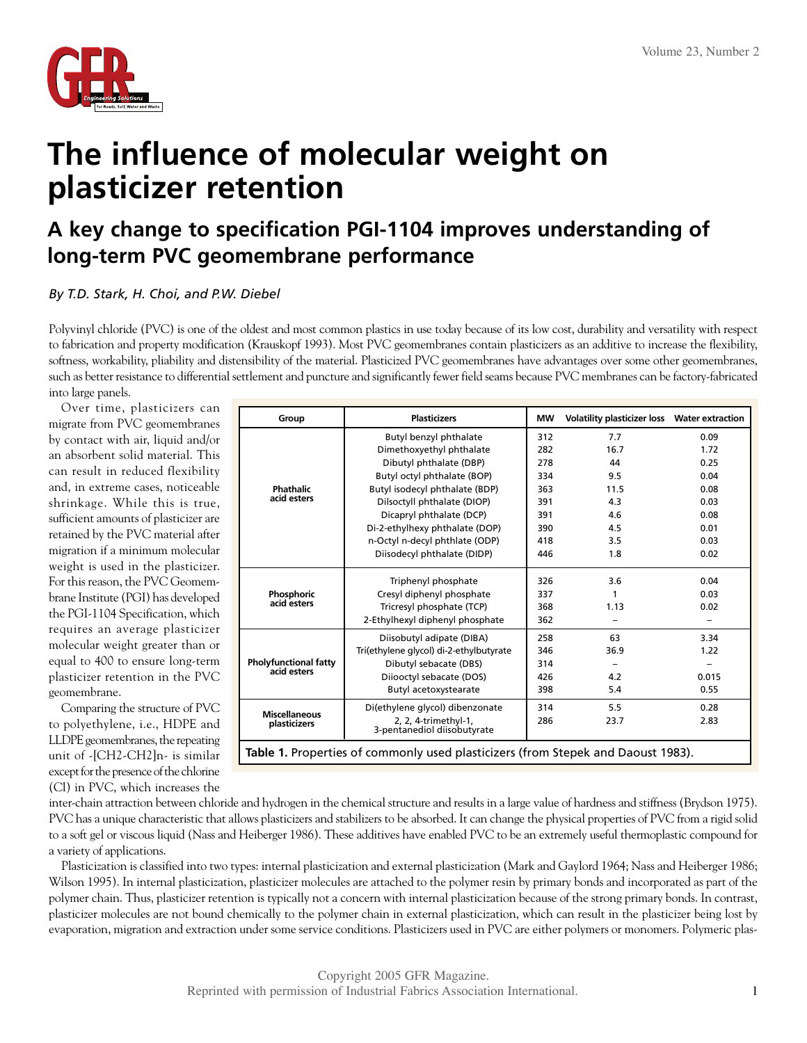# The influence of molecular weight on plasticizer retention

## A key change to specification PGI-1104 improves understanding of long-term PVC geomembrane performance

*By T.D. Stark, H. Choi, and P.W. Diebel*

Polyvinyl chloride (PVC) is one of the oldest and most common plastics in use today because of its low cost, durability and versatility with respect to fabrication and property modification (Krauskopf 1993). Most PVC geomembranes contain plasticizers as an additive to increase the flexibility, softness, workability, pliability and distensibility of the material. Plasticized PVC geomembranes have advantages over some other geomembranes, such as better resistance to differential settlement and puncture and significantly fewer field seams because PVC membranes can be factory-fabricated into large panels.

Over time, plasticizers can migrate from PVC geomembranes by contact with air, liquid and/or an absorbent solid material. This can result in reduced flexibility and, in extreme cases, noticeable shrinkage. While this is true, sufficient amounts of plasticizer are retained by the PVC material after migration if a minimum molecular weight is used in the plasticizer. For this reason, the PVC Geomembrane Institute (PGI) has developed the PGI-1104 Specification, which requires an average plasticizer molecular weight greater than or equal to 400 to ensure long-term plasticizer retention in the PVC geomembrane.

Comparing the structure of PVC to polyethylene, i.e., HDPE and LLDPE geomembranes, the repeating unit of -[CH2-CH2]n- is similar except for the presence of the chlorine (Cl) in PVC, which increases the inter-chain attraction between chloride and hydrogen in the chemical structure and results in a large value of hardness and stiffness (Brydson 1975). PVC has a unique characteristic that allows plasticizers and stabilizers to be absorbed. It can change the physical properties of PVC from a rigid solid to a soft gel or viscous liquid (Nass and Heiberger 1986). These additives have enabled PVC to be an extremely useful thermoplastic compound for a variety of applications.

| Group | Plasticizers | MW | Volatility plasticizer loss | Water extraction |
|---|---|---|---|---|
| Phathalic acid esters | Butyl benzyl phthalate | 312 | 7.7 | 0.09 |
| | Dimethoxyethyl phthalate | 282 | 16.7 | 1.72 |
| | Dibutyl phthalate (DBP) | 278 | 44 | 0.25 |
| | Butyl octyl phthalate (BOP) | 334 | 9.5 | 0.04 |
| | Butyl isodecyl phthalate (BDP) | 363 | 11.5 | 0.08 |
| | Dilsoctyll phthalate (DIOP) | 391 | 4.3 | 0.03 |
| | Dicapryl phthalate (DCP) | 391 | 4.6 | 0.08 |
| | Di-2-ethylhexy phthalate (DOP) | 390 | 4.5 | 0.01 |
| | n-Octyl n-decyl phthlate (ODP) | 418 | 3.5 | 0.03 |
| | Diisodecyl phthalate (DIDP) | 446 | 1.8 | 0.02 |
| Phosphoric acid esters | Triphenyl phosphate | 326 | 3.6 | 0.04 |
| | Cresyl diphenyl phosphate | 337 | 1 | 0.03 |
| | Tricresyl phosphate (TCP) | 368 | 1.13 | 0.02 |
| | 2-Ethylhexyl diphenyl phosphate | 362 | – | – |
| Pholyfunctional fatty acid esters | Diisobutyl adipate (DIBA) | 258 | 63 | 3.34 |
| | Tri(ethylene glycol) di-2-ethylbutyrate | 346 | 36.9 | 1.22 |
| | Dibutyl sebacate (DBS) | 314 | – | – |
| | Diiooctyl sebacate (DOS) | 426 | 4.2 | 0.015 |
| | Butyl acetoxystearate | 398 | 5.4 | 0.55 |
| Miscellaneous plasticizers | Di(ethylene glycol) dibenzonate | 314 | 5.5 | 0.28 |
| | 2, 2, 4-trimethyl-1, 3-pentanediol diisobutyrate | 286 | 23.7 | 2.83 |

**Table 1.** Properties of commonly used plasticizers (from Stepek and Daoust 1983).

Plasticization is classified into two types: internal plasticization and external plasticization (Mark and Gaylord 1964; Nass and Heiberger 1986; Wilson 1995). In internal plasticization, plasticizer molecules are attached to the polymer resin by primary bonds and incorporated as part of the polymer chain. Thus, plasticizer retention is typically not a concern with internal plasticization because of the strong primary bonds. In contrast, plasticizer molecules are not bound chemically to the polymer chain in external plasticization, which can result in the plasticizer being lost by evaporation, migration and extraction under some service conditions. Plasticizers used in PVC are either polymers or monomers. Polymeric plas-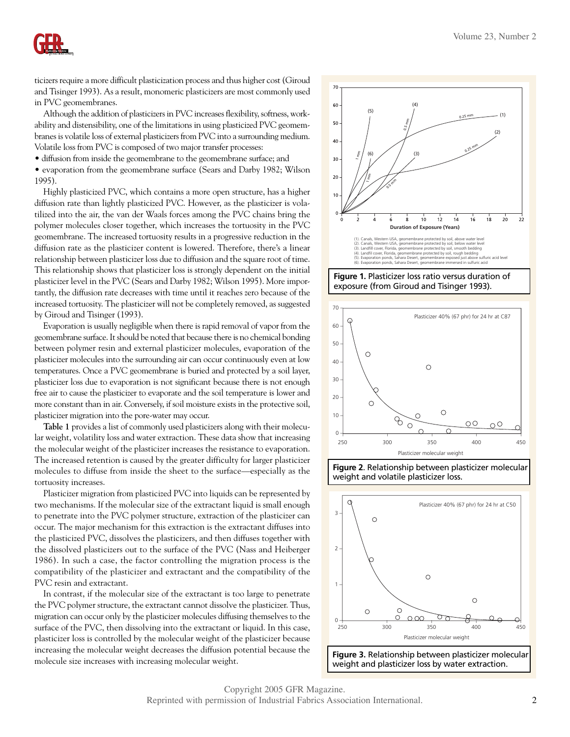ticizers require a more difficult plasticization process and thus higher cost (Giroud and Tisinger 1993). As a result, monomeric plasticizers are most commonly used in PVC geomembranes.

Although the addition of plasticizers in PVC increases flexibility, softness, workability and distensibility, one of the limitations in using plasticized PVC geomembranes is volatile loss of external plasticizers from PVC into a surrounding medium. Volatile loss from PVC is composed of two major transfer processes:

- diffusion from inside the geomembrane to the geomembrane surface; and
- evaporation from the geomembrane surface (Sears and Darby 1982; Wilson 1995).

Highly plasticized PVC, which contains a more open structure, has a higher diffusion rate than lightly plasticized PVC. However, as the plasticizer is volatilized into the air, the van der Waals forces among the PVC chains bring the polymer molecules closer together, which increases the tortuosity in the PVC geomembrane. The increased tortuosity results in a progressive reduction in the diffusion rate as the plasticizer content is lowered. Therefore, there's a linear relationship between plasticizer loss due to diffusion and the square root of time. This relationship shows that plasticizer loss is strongly dependent on the initial plasticizer level in the PVC (Sears and Darby 1982; Wilson 1995). More importantly, the diffusion rate decreases with time until it reaches zero because of the increased tortuosity. The plasticizer will not be completely removed, as suggested by Giroud and Tisinger (1993).

Evaporation is usually negligible when there is rapid removal of vapor from the geomembrane surface. It should be noted that because there is no chemical bonding between polymer resin and external plasticizer molecules, evaporation of the plasticizer molecules into the surrounding air can occur continuously even at low temperatures. Once a PVC geomembrane is buried and protected by a soil layer, plasticizer loss due to evaporation is not significant because there is not enough free air to cause the plasticizer to evaporate and the soil temperature is lower and more constant than in air. Conversely, if soil moisture exists in the protective soil, plasticizer migration into the pore-water may occur.

**Table 1** provides a list of commonly used plasticizers along with their molecular weight, volatility loss and water extraction. These data show that increasing the molecular weight of the plasticizer increases the resistance to evaporation. The increased retention is caused by the greater difficulty for larger plasticizer molecules to diffuse from inside the sheet to the surface—especially as the tortuosity increases.

Plasticizer migration from plasticized PVC into liquids can be represented by two mechanisms. If the molecular size of the extractant liquid is small enough to penetrate into the PVC polymer structure, extraction of the plasticizer can occur. The major mechanism for this extraction is the extractant diffuses into the plasticized PVC, dissolves the plasticizers, and then diffuses together with the dissolved plasticizers out to the surface of the PVC (Nass and Heiberger 1986). In such a case, the factor controlling the migration process is the compatibility of the plasticizer and extractant and the compatibility of the PVC resin and extractant.

In contrast, if the molecular size of the extractant is too large to penetrate the PVC polymer structure, the extractant cannot dissolve the plasticizer. Thus, migration can occur only by the plasticizer molecules diffusing themselves to the surface of the PVC, then dissolving into the extractant or liquid. In this case, plasticizer loss is controlled by the molecular weight of the plasticizer because increasing the molecular weight decreases the diffusion potential because the molecule size increases with increasing molecular weight.

(1). Canals, Western USA, geomembrane protected by soil, above water level
(2). Canals, Western USA, geomembrane protected by soil, below water level
(3). Landfill cover, Florida, geomembrane protected by soil, smooth bedding
(4). Landfill cover, Florida, geomembrane protected by soil, rough bedding
(5). Evaporation ponds, Sahara Desert, geomembrane exposed just above sulfuric acid level
(6). Evaporation ponds, Sahara Desert, geomembrane immersed in sulfuric acid

**Figure 1.** Plasticizer loss ratio versus duration of exposure (from Giroud and Tisinger 1993).

**Figure 2.** Relationship between plasticizer molecular weight and volatile plasticizer loss.

**Figure 3.** Relationship between plasticizer molecular weight and plasticizer loss by water extraction.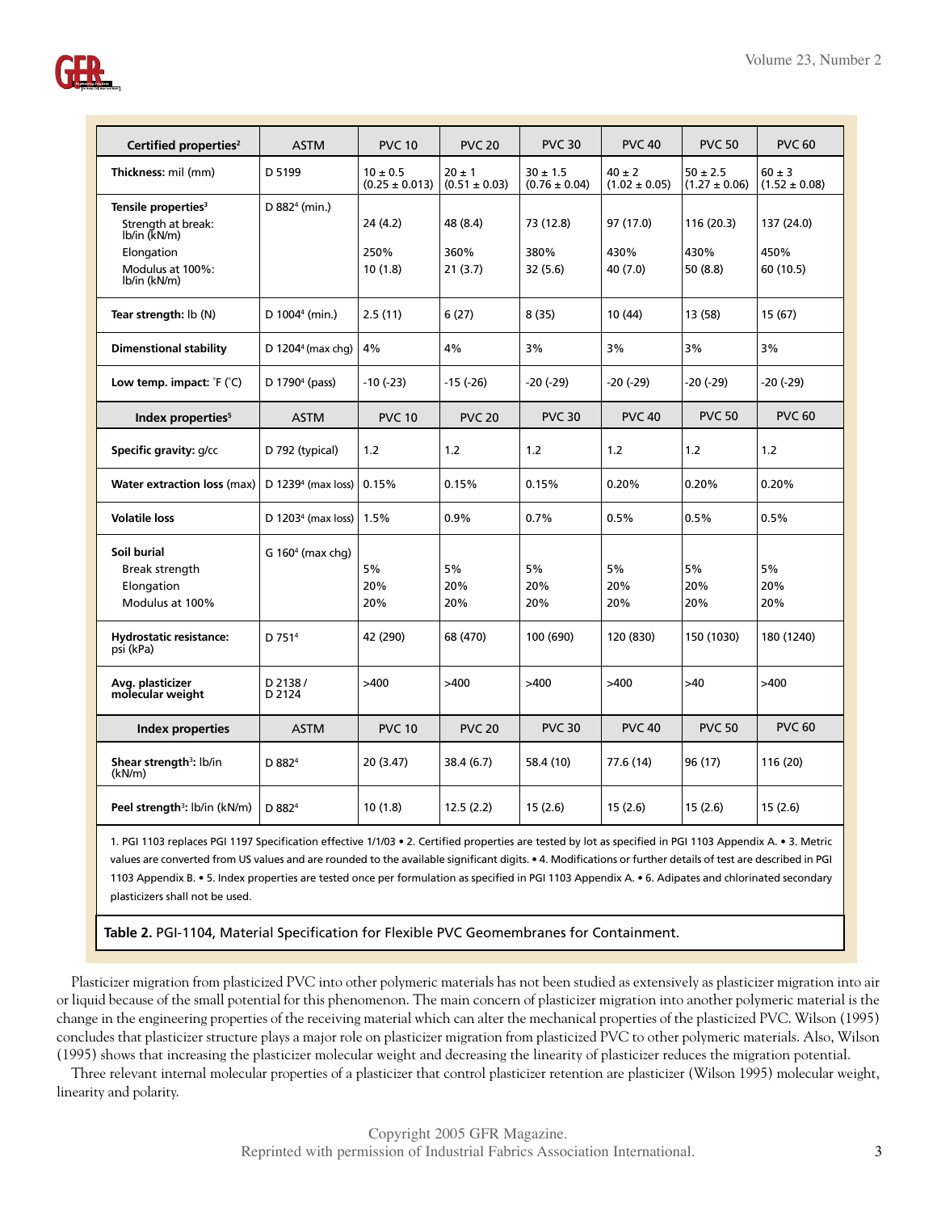| Certified properties[2] | ASTM | PVC 10 | PVC 20 | PVC 30 | PVC 40 | PVC 50 | PVC 60 |
|---|---|---|---|---|---|---|---|
| **Thickness:** mil (mm) | D 5199 | 10 ± 0.5 (0.25 ± 0.013) | 20 ± 1 (0.51 ± 0.03) | 30 ± 1.5 (0.76 ± 0.04) | 40 ± 2 (1.02 ± 0.05) | 50 ± 2.5 (1.27 ± 0.06) | 60 ± 3 (1.52 ± 0.08) |
| **Tensile properties**[3] | D 882[4] (min.) | | | | | | |
| Strength at break: lb/in (kN/m) | | 24 (4.2) | 48 (8.4) | 73 (12.8) | 97 (17.0) | 116 (20.3) | 137 (24.0) |
| Elongation | | 250% | 360% | 380% | 430% | 430% | 450% |
| Modulus at 100%: lb/in (kN/m) | | 10 (1.8) | 21 (3.7) | 32 (5.6) | 40 (7.0) | 50 (8.8) | 60 (10.5) |
| **Tear strength:** lb (N) | D 1004[4] (min.) | 2.5 (11) | 6 (27) | 8 (35) | 10 (44) | 13 (58) | 15 (67) |
| **Dimenstional stability** | D 1204[4] (max chg) | 4% | 4% | 3% | 3% | 3% | 3% |
| **Low temp. impact:** °F (°C) | D 1790[4] (pass) | -10 (-23) | -15 (-26) | -20 (-29) | -20 (-29) | -20 (-29) | -20 (-29) |
| **Index properties[5]** | **ASTM** | **PVC 10** | **PVC 20** | **PVC 30** | **PVC 40** | **PVC 50** | **PVC 60** |
| **Specific gravity:** g/cc | D 792 (typical) | 1.2 | 1.2 | 1.2 | 1.2 | 1.2 | 1.2 |
| **Water extraction loss** (max) | D 1239[4] (max loss) | 0.15% | 0.15% | 0.15% | 0.20% | 0.20% | 0.20% |
| **Volatile loss** | D 1203[4] (max loss) | 1.5% | 0.9% | 0.7% | 0.5% | 0.5% | 0.5% |
| **Soil burial** | G 160[4] (max chg) | | | | | | |
| Break strength | | 5% | 5% | 5% | 5% | 5% | 5% |
| Elongation | | 20% | 20% | 20% | 20% | 20% | 20% |
| Modulus at 100% | | 20% | 20% | 20% | 20% | 20% | 20% |
| **Hydrostatic resistance:** psi (kPa) | D 751[4] | 42 (290) | 68 (470) | 100 (690) | 120 (830) | 150 (1030) | 180 (1240) |
| **Avg. plasticizer molecular weight** | D 2138 / D 2124 | >400 | >400 | >400 | >400 | >40 | >400 |
| **Index properties** | **ASTM** | **PVC 10** | **PVC 20** | **PVC 30** | **PVC 40** | **PVC 50** | **PVC 60** |
| **Shear strength**[3]: lb/in (kN/m) | D 882[4] | 20 (3.47) | 38.4 (6.7) | 58.4 (10) | 77.6 (14) | 96 (17) | 116 (20) |
| **Peel strength**[3]: lb/in (kN/m) | D 882[4] | 10 (1.8) | 12.5 (2.2) | 15 (2.6) | 15 (2.6) | 15 (2.6) | 15 (2.6) |

1. PGI 1103 replaces PGI 1197 Specification effective 1/1/03 • 2. Certified properties are tested by lot as specified in PGI 1103 Appendix A. • 3. Metric values are converted from US values and are rounded to the available significant digits. • 4. Modifications or further details of test are described in PGI 1103 Appendix B. • 5. Index properties are tested once per formulation as specified in PGI 1103 Appendix A. • 6. Adipates and chlorinated secondary plasticizers shall not be used.

**Table 2.** PGI-1104, Material Specification for Flexible PVC Geomembranes for Containment.

Plasticizer migration from plasticized PVC into other polymeric materials has not been studied as extensively as plasticizer migration into air or liquid because of the small potential for this phenomenon. The main concern of plasticizer migration into another polymeric material is the change in the engineering properties of the receiving material which can alter the mechanical properties of the plasticized PVC. Wilson (1995) concludes that plasticizer structure plays a major role on plasticizer migration from plasticized PVC to other polymeric materials. Also, Wilson (1995) shows that increasing the plasticizer molecular weight and decreasing the linearity of plasticizer reduces the migration potential.

Three relevant internal molecular properties of a plasticizer that control plasticizer retention are plasticizer (Wilson 1995) molecular weight, linearity and polarity.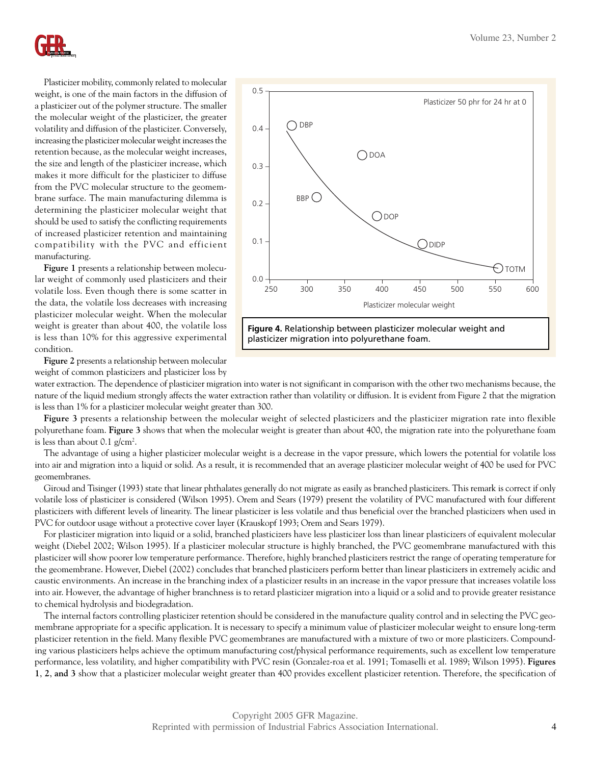Plasticizer mobility, commonly related to molecular weight, is one of the main factors in the diffusion of a plasticizer out of the polymer structure. The smaller the molecular weight of the plasticizer, the greater volatility and diffusion of the plasticizer. Conversely, increasing the plasticizer molecular weight increases the retention because, as the molecular weight increases, the size and length of the plasticizer increase, which makes it more difficult for the plasticizer to diffuse from the PVC molecular structure to the geomembrane surface. The main manufacturing dilemma is determining the plasticizer molecular weight that should be used to satisfy the conflicting requirements of increased plasticizer retention and maintaining compatibility with the PVC and efficient manufacturing.

**Figure 1** presents a relationship between molecular weight of commonly used plasticizers and their volatile loss. Even though there is some scatter in the data, the volatile loss decreases with increasing plasticizer molecular weight. When the molecular weight is greater than about 400, the volatile loss is less than 10% for this aggressive experimental condition.

**Figure 2** presents a relationship between molecular weight of common plasticizers and plasticizer loss by water extraction. The dependence of plasticizer migration into water is not significant in comparison with the other two mechanisms because, the nature of the liquid medium strongly affects the water extraction rather than volatility or diffusion. It is evident from Figure 2 that the migration is less than 1% for a plasticizer molecular weight greater than 300.

**Figure 4.** Relationship between plasticizer molecular weight and plasticizer migration into polyurethane foam.

**Figure 3** presents a relationship between the molecular weight of selected plasticizers and the plasticizer migration rate into flexible polyurethane foam. **Figure 3** shows that when the molecular weight is greater than about 400, the migration rate into the polyurethane foam is less than about 0.1 g/cm$^2$.

The advantage of using a higher plasticizer molecular weight is a decrease in the vapor pressure, which lowers the potential for volatile loss into air and migration into a liquid or solid. As a result, it is recommended that an average plasticizer molecular weight of 400 be used for PVC geomembranes.

Giroud and Tisinger (1993) state that linear phthalates generally do not migrate as easily as branched plasticizers. This remark is correct if only volatile loss of plasticizer is considered (Wilson 1995). Orem and Sears (1979) present the volatility of PVC manufactured with four different plasticizers with different levels of linearity. The linear plasticizer is less volatile and thus beneficial over the branched plasticizers when used in PVC for outdoor usage without a protective cover layer (Krauskopf 1993; Orem and Sears 1979).

For plasticizer migration into liquid or a solid, branched plasticizers have less plasticizer loss than linear plasticizers of equivalent molecular weight (Diebel 2002; Wilson 1995). If a plasticizer molecular structure is highly branched, the PVC geomembrane manufactured with this plasticizer will show poorer low temperature performance. Therefore, highly branched plasticizers restrict the range of operating temperature for the geomembrane. However, Diebel (2002) concludes that branched plasticizers perform better than linear plasticizers in extremely acidic and caustic environments. An increase in the branching index of a plasticizer results in an increase in the vapor pressure that increases volatile loss into air. However, the advantage of higher branchness is to retard plasticizer migration into a liquid or a solid and to provide greater resistance to chemical hydrolysis and biodegradation.

The internal factors controlling plasticizer retention should be considered in the manufacture quality control and in selecting the PVC geomembrane appropriate for a specific application. It is necessary to specify a minimum value of plasticizer molecular weight to ensure long-term plasticizer retention in the field. Many flexible PVC geomembranes are manufactured with a mixture of two or more plasticizers. Compounding various plasticizers helps achieve the optimum manufacturing cost/physical performance requirements, such as excellent low temperature performance, less volatility, and higher compatibility with PVC resin (Gonzalez-roa et al. 1991; Tomaselli et al. 1989; Wilson 1995). **Figures 1, 2, and 3** show that a plasticizer molecular weight greater than 400 provides excellent plasticizer retention. Therefore, the specification of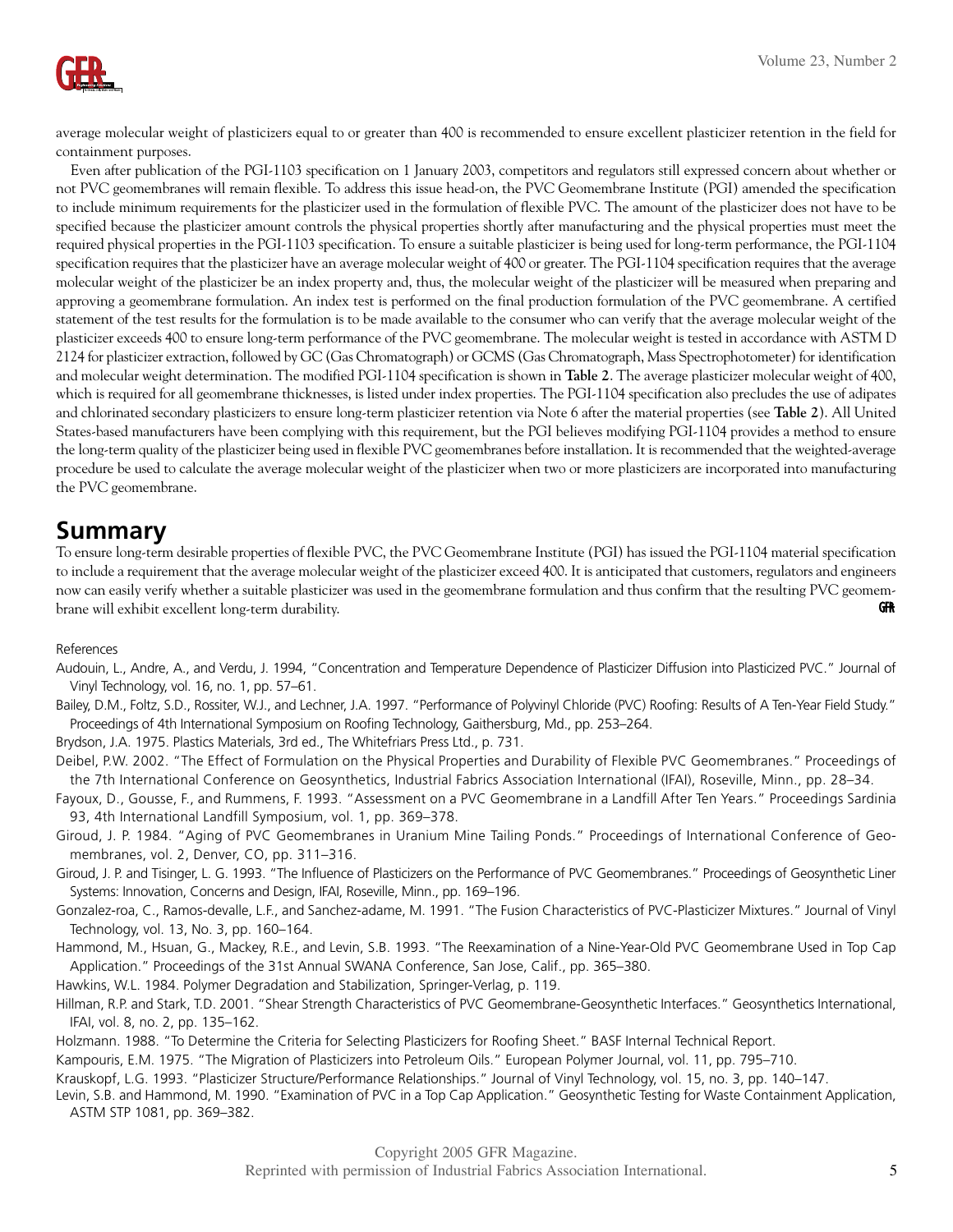average molecular weight of plasticizers equal to or greater than 400 is recommended to ensure excellent plasticizer retention in the field for containment purposes.

Even after publication of the PGI-1103 specification on 1 January 2003, competitors and regulators still expressed concern about whether or not PVC geomembranes will remain flexible. To address this issue head-on, the PVC Geomembrane Institute (PGI) amended the specification to include minimum requirements for the plasticizer used in the formulation of flexible PVC. The amount of the plasticizer does not have to be specified because the plasticizer amount controls the physical properties shortly after manufacturing and the physical properties must meet the required physical properties in the PGI-1103 specification. To ensure a suitable plasticizer is being used for long-term performance, the PGI-1104 specification requires that the plasticizer have an average molecular weight of 400 or greater. The PGI-1104 specification requires that the average molecular weight of the plasticizer be an index property and, thus, the molecular weight of the plasticizer will be measured when preparing and approving a geomembrane formulation. An index test is performed on the final production formulation of the PVC geomembrane. A certified statement of the test results for the formulation is to be made available to the consumer who can verify that the average molecular weight of the plasticizer exceeds 400 to ensure long-term performance of the PVC geomembrane. The molecular weight is tested in accordance with ASTM D 2124 for plasticizer extraction, followed by GC (Gas Chromatograph) or GCMS (Gas Chromatograph, Mass Spectrophotometer) for identification and molecular weight determination. The modified PGI-1104 specification is shown in **Table 2**. The average plasticizer molecular weight of 400, which is required for all geomembrane thicknesses, is listed under index properties. The PGI-1104 specification also precludes the use of adipates and chlorinated secondary plasticizers to ensure long-term plasticizer retention via Note 6 after the material properties (see **Table 2**). All United States-based manufacturers have been complying with this requirement, but the PGI believes modifying PGI-1104 provides a method to ensure the long-term quality of the plasticizer being used in flexible PVC geomembranes before installation. It is recommended that the weighted-average procedure be used to calculate the average molecular weight of the plasticizer when two or more plasticizers are incorporated into manufacturing the PVC geomembrane.

## Summary

To ensure long-term desirable properties of flexible PVC, the PVC Geomembrane Institute (PGI) has issued the PGI-1104 material specification to include a requirement that the average molecular weight of the plasticizer exceed 400. It is anticipated that customers, regulators and engineers now can easily verify whether a suitable plasticizer was used in the geomembrane formulation and thus confirm that the resulting PVC geomembrane will exhibit excellent long-term durability.

References

Audouin, L., Andre, A., and Verdu, J. 1994, "Concentration and Temperature Dependence of Plasticizer Diffusion into Plasticized PVC." Journal of Vinyl Technology, vol. 16, no. 1, pp. 57–61.

Bailey, D.M., Foltz, S.D., Rossiter, W.J., and Lechner, J.A. 1997. "Performance of Polyvinyl Chloride (PVC) Roofing: Results of A Ten-Year Field Study." Proceedings of 4th International Symposium on Roofing Technology, Gaithersburg, Md., pp. 253–264.

Brydson, J.A. 1975. Plastics Materials, 3rd ed., The Whitefriars Press Ltd., p. 731.

Deibel, P.W. 2002. "The Effect of Formulation on the Physical Properties and Durability of Flexible PVC Geomembranes." Proceedings of the 7th International Conference on Geosynthetics, Industrial Fabrics Association International (IFAI), Roseville, Minn., pp. 28–34.

Fayoux, D., Gousse, F., and Rummens, F. 1993. "Assessment on a PVC Geomembrane in a Landfill After Ten Years." Proceedings Sardinia 93, 4th International Landfill Symposium, vol. 1, pp. 369–378.

Giroud, J. P. 1984. "Aging of PVC Geomembranes in Uranium Mine Tailing Ponds." Proceedings of International Conference of Geomembranes, vol. 2, Denver, CO, pp. 311–316.

Giroud, J. P. and Tisinger, L. G. 1993. "The Influence of Plasticizers on the Performance of PVC Geomembranes." Proceedings of Geosynthetic Liner Systems: Innovation, Concerns and Design, IFAI, Roseville, Minn., pp. 169–196.

Gonzalez-roa, C., Ramos-devalle, L.F., and Sanchez-adame, M. 1991. "The Fusion Characteristics of PVC-Plasticizer Mixtures." Journal of Vinyl Technology, vol. 13, No. 3, pp. 160–164.

Hammond, M., Hsuan, G., Mackey, R.E., and Levin, S.B. 1993. "The Reexamination of a Nine-Year-Old PVC Geomembrane Used in Top Cap Application." Proceedings of the 31st Annual SWANA Conference, San Jose, Calif., pp. 365–380.

Hawkins, W.L. 1984. Polymer Degradation and Stabilization, Springer-Verlag, p. 119.

Hillman, R.P. and Stark, T.D. 2001. "Shear Strength Characteristics of PVC Geomembrane-Geosynthetic Interfaces." Geosynthetics International, IFAI, vol. 8, no. 2, pp. 135–162.

Holzmann. 1988. "To Determine the Criteria for Selecting Plasticizers for Roofing Sheet." BASF Internal Technical Report.

Kampouris, E.M. 1975. "The Migration of Plasticizers into Petroleum Oils." European Polymer Journal, vol. 11, pp. 795–710.

Krauskopf, L.G. 1993. "Plasticizer Structure/Performance Relationships." Journal of Vinyl Technology, vol. 15, no. 3, pp. 140–147.

Levin, S.B. and Hammond, M. 1990. "Examination of PVC in a Top Cap Application." Geosynthetic Testing for Waste Containment Application, ASTM STP 1081, pp. 369–382.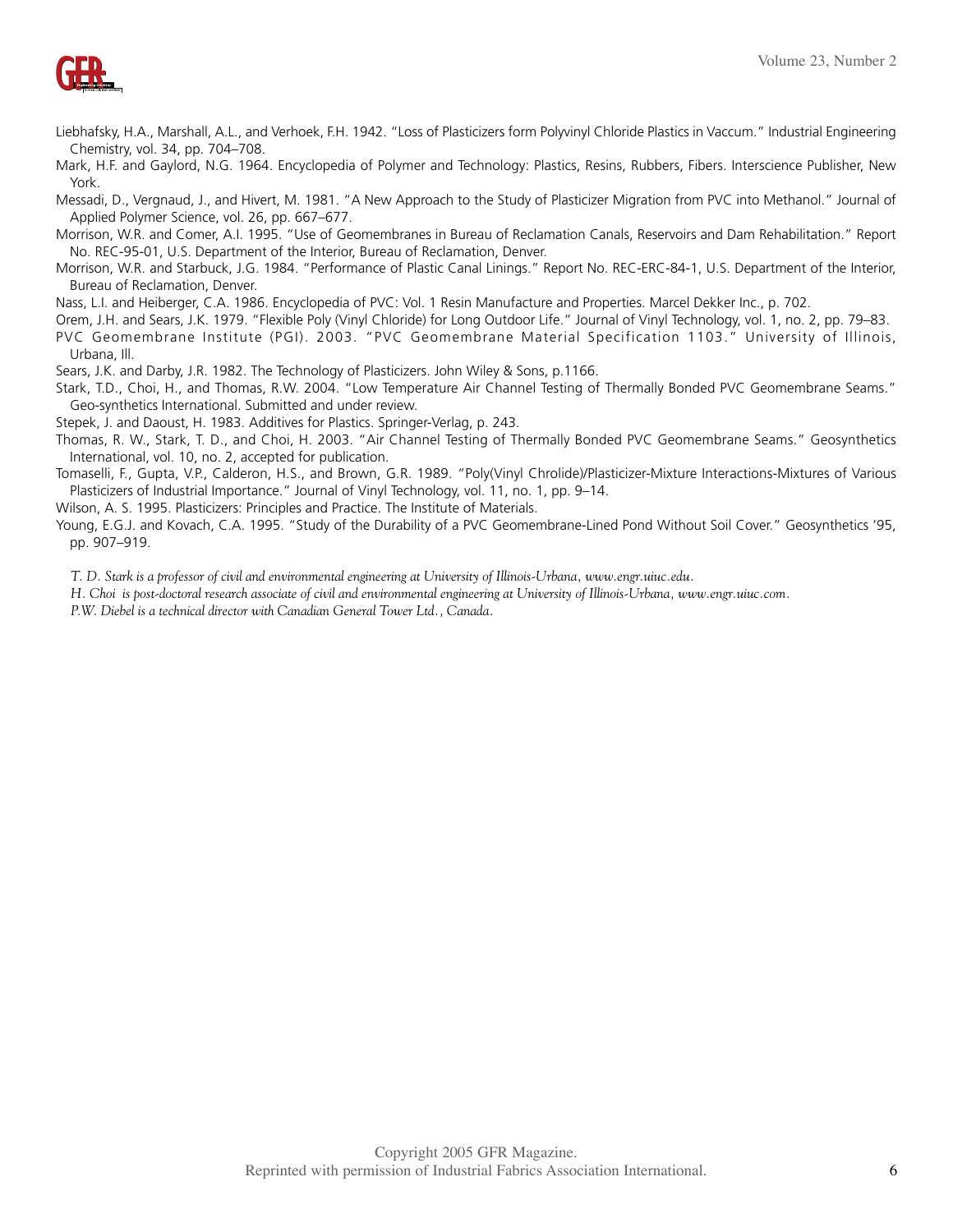Liebhafsky, H.A., Marshall, A.L., and Verhoek, F.H. 1942. "Loss of Plasticizers form Polyvinyl Chloride Plastics in Vaccum." Industrial Engineering Chemistry, vol. 34, pp. 704–708.

Mark, H.F. and Gaylord, N.G. 1964. Encyclopedia of Polymer and Technology: Plastics, Resins, Rubbers, Fibers. Interscience Publisher, New York.

Messadi, D., Vergnaud, J., and Hivert, M. 1981. "A New Approach to the Study of Plasticizer Migration from PVC into Methanol." Journal of Applied Polymer Science, vol. 26, pp. 667–677.

Morrison, W.R. and Comer, A.I. 1995. "Use of Geomembranes in Bureau of Reclamation Canals, Reservoirs and Dam Rehabilitation." Report No. REC-95-01, U.S. Department of the Interior, Bureau of Reclamation, Denver.

Morrison, W.R. and Starbuck, J.G. 1984. "Performance of Plastic Canal Linings." Report No. REC-ERC-84-1, U.S. Department of the Interior, Bureau of Reclamation, Denver.

Nass, L.I. and Heiberger, C.A. 1986. Encyclopedia of PVC: Vol. 1 Resin Manufacture and Properties. Marcel Dekker Inc., p. 702.

Orem, J.H. and Sears, J.K. 1979. "Flexible Poly (Vinyl Chloride) for Long Outdoor Life." Journal of Vinyl Technology, vol. 1, no. 2, pp. 79–83.

PVC Geomembrane Institute (PGI). 2003. "PVC Geomembrane Material Specification 1103." University of Illinois, Urbana, Ill.

Sears, J.K. and Darby, J.R. 1982. The Technology of Plasticizers. John Wiley & Sons, p.1166.

Stark, T.D., Choi, H., and Thomas, R.W. 2004. "Low Temperature Air Channel Testing of Thermally Bonded PVC Geomembrane Seams." Geo-synthetics International. Submitted and under review.

Stepek, J. and Daoust, H. 1983. Additives for Plastics. Springer-Verlag, p. 243.

Thomas, R. W., Stark, T. D., and Choi, H. 2003. "Air Channel Testing of Thermally Bonded PVC Geomembrane Seams." Geosynthetics International, vol. 10, no. 2, accepted for publication.

Tomaselli, F., Gupta, V.P., Calderon, H.S., and Brown, G.R. 1989. "Poly(Vinyl Chrolide)/Plasticizer-Mixture Interactions-Mixtures of Various Plasticizers of Industrial Importance." Journal of Vinyl Technology, vol. 11, no. 1, pp. 9–14.

Wilson, A. S. 1995. Plasticizers: Principles and Practice. The Institute of Materials.

Young, E.G.J. and Kovach, C.A. 1995. "Study of the Durability of a PVC Geomembrane-Lined Pond Without Soil Cover." Geosynthetics '95, pp. 907–919.

*T. D. Stark is a professor of civil and environmental engineering at University of Illinois-Urbana, www.engr.uiuc.edu.*

*H. Choi is post-doctoral research associate of civil and environmental engineering at University of Illinois-Urbana, www.engr.uiuc.com.*

*P.W. Diebel is a technical director with Canadian General Tower Ltd., Canada.*

Copyright 2005 GFR Magazine.
Reprinted with permission of Industrial Fabrics Association International.